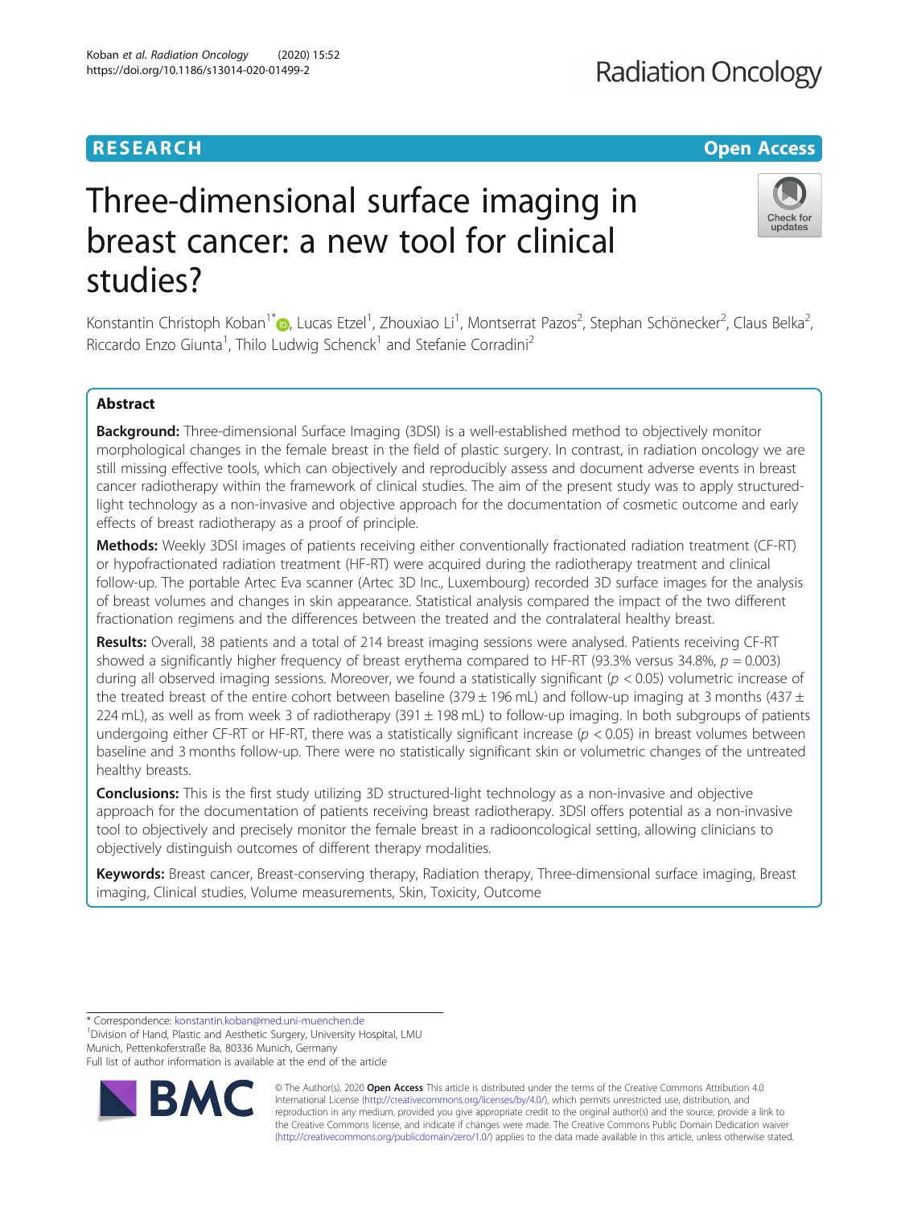RESEARCH | Open Access

# Three-dimensional surface imaging in breast cancer: a new tool for clinical studies?

Konstantin Christoph Koban[1*], Lucas Etzel[1], Zhouxiao Li[1], Montserrat Pazos[2], Stephan Schönecker[2], Claus Belka[2], Riccardo Enzo Giunta[1], Thilo Ludwig Schenck[1] and Stefanie Corradini[2]

## Abstract

**Background:** Three-dimensional Surface Imaging (3DSI) is a well-established method to objectively monitor morphological changes in the female breast in the field of plastic surgery. In contrast, in radiation oncology we are still missing effective tools, which can objectively and reproducibly assess and document adverse events in breast cancer radiotherapy within the framework of clinical studies. The aim of the present study was to apply structured-light technology as a non-invasive and objective approach for the documentation of cosmetic outcome and early effects of breast radiotherapy as a proof of principle.

**Methods:** Weekly 3DSI images of patients receiving either conventionally fractionated radiation treatment (CF-RT) or hypofractionated radiation treatment (HF-RT) were acquired during the radiotherapy treatment and clinical follow-up. The portable Artec Eva scanner (Artec 3D Inc., Luxembourg) recorded 3D surface images for the analysis of breast volumes and changes in skin appearance. Statistical analysis compared the impact of the two different fractionation regimens and the differences between the treated and the contralateral healthy breast.

**Results:** Overall, 38 patients and a total of 214 breast imaging sessions were analysed. Patients receiving CF-RT showed a significantly higher frequency of breast erythema compared to HF-RT (93.3% versus 34.8%, $p = 0.003$) during all observed imaging sessions. Moreover, we found a statistically significant ($p < 0.05$) volumetric increase of the treated breast of the entire cohort between baseline (379 ± 196 mL) and follow-up imaging at 3 months (437 ± 224 mL), as well as from week 3 of radiotherapy (391 ± 198 mL) to follow-up imaging. In both subgroups of patients undergoing either CF-RT or HF-RT, there was a statistically significant increase ($p < 0.05$) in breast volumes between baseline and 3 months follow-up. There were no statistically significant skin or volumetric changes of the untreated healthy breasts.

**Conclusions:** This is the first study utilizing 3D structured-light technology as a non-invasive and objective approach for the documentation of patients receiving breast radiotherapy. 3DSI offers potential as a non-invasive tool to objectively and precisely monitor the female breast in a radiooncological setting, allowing clinicians to objectively distinguish outcomes of different therapy modalities.

**Keywords:** Breast cancer, Breast-conserving therapy, Radiation therapy, Three-dimensional surface imaging, Breast imaging, Clinical studies, Volume measurements, Skin, Toxicity, Outcome

\* Correspondence: konstantin.koban@med.uni-muenchen.de
[1]Division of Hand, Plastic and Aesthetic Surgery, University Hospital, LMU Munich, Pettenkoferstraße 8a, 80336 Munich, Germany
Full list of author information is available at the end of the article

© The Author(s). 2020 **Open Access** This article is distributed under the terms of the Creative Commons Attribution 4.0 International License (http://creativecommons.org/licenses/by/4.0/), which permits unrestricted use, distribution, and reproduction in any medium, provided you give appropriate credit to the original author(s) and the source, provide a link to the Creative Commons license, and indicate if changes were made. The Creative Commons Public Domain Dedication waiver (http://creativecommons.org/publicdomain/zero/1.0/) applies to the data made available in this article, unless otherwise stated.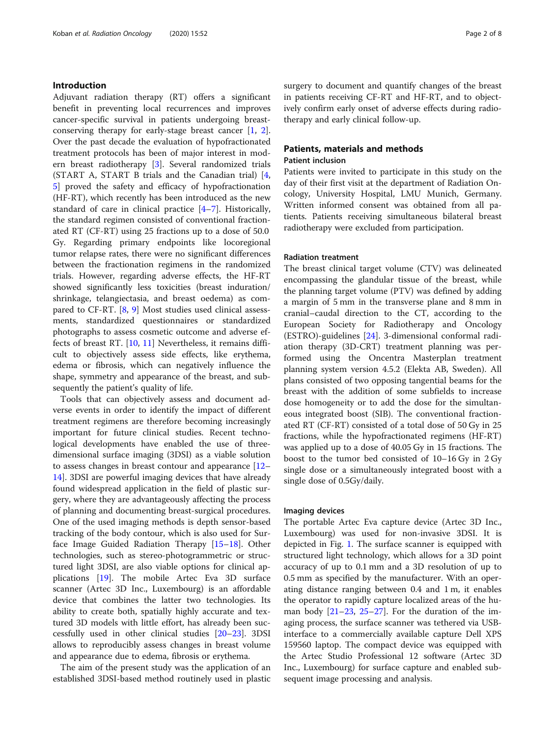## Introduction

Adjuvant radiation therapy (RT) offers a significant benefit in preventing local recurrences and improves cancer-specific survival in patients undergoing breast-conserving therapy for early-stage breast cancer [1, 2]. Over the past decade the evaluation of hypofractionated treatment protocols has been of major interest in modern breast radiotherapy [3]. Several randomized trials (START A, START B trials and the Canadian trial) [4, 5] proved the safety and efficacy of hypofractionation (HF-RT), which recently has been introduced as the new standard of care in clinical practice [4–7]. Historically, the standard regimen consisted of conventional fractionated RT (CF-RT) using 25 fractions up to a dose of 50.0 Gy. Regarding primary endpoints like locoregional tumor relapse rates, there were no significant differences between the fractionation regimens in the randomized trials. However, regarding adverse effects, the HF-RT showed significantly less toxicities (breast induration/shrinkage, telangiectasia, and breast oedema) as compared to CF-RT. [8, 9] Most studies used clinical assessments, standardized questionnaires or standardized photographs to assess cosmetic outcome and adverse effects of breast RT. [10, 11] Nevertheless, it remains difficult to objectively assess side effects, like erythema, edema or fibrosis, which can negatively influence the shape, symmetry and appearance of the breast, and subsequently the patient's quality of life.

Tools that can objectively assess and document adverse events in order to identify the impact of different treatment regimens are therefore becoming increasingly important for future clinical studies. Recent technological developments have enabled the use of three-dimensional surface imaging (3DSI) as a viable solution to assess changes in breast contour and appearance [12–14]. 3DSI are powerful imaging devices that have already found widespread application in the field of plastic surgery, where they are advantageously affecting the process of planning and documenting breast-surgical procedures. One of the used imaging methods is depth sensor-based tracking of the body contour, which is also used for Surface Image Guided Radiation Therapy [15–18]. Other technologies, such as stereo-photogrammetric or structured light 3DSI, are also viable options for clinical applications [19]. The mobile Artec Eva 3D surface scanner (Artec 3D Inc., Luxembourg) is an affordable device that combines the latter two technologies. Its ability to create both, spatially highly accurate and textured 3D models with little effort, has already been successfully used in other clinical studies [20–23]. 3DSI allows to reproducibly assess changes in breast volume and appearance due to edema, fibrosis or erythema.

The aim of the present study was the application of an established 3DSI-based method routinely used in plastic surgery to document and quantify changes of the breast in patients receiving CF-RT and HF-RT, and to objectively confirm early onset of adverse effects during radiotherapy and early clinical follow-up.

## Patients, materials and methods

### Patient inclusion

Patients were invited to participate in this study on the day of their first visit at the department of Radiation Oncology, University Hospital, LMU Munich, Germany. Written informed consent was obtained from all patients. Patients receiving simultaneous bilateral breast radiotherapy were excluded from participation.

### Radiation treatment

The breast clinical target volume (CTV) was delineated encompassing the glandular tissue of the breast, while the planning target volume (PTV) was defined by adding a margin of 5 mm in the transverse plane and 8 mm in cranial–caudal direction to the CT, according to the European Society for Radiotherapy and Oncology (ESTRO)-guidelines [24]. 3-dimensional conformal radiation therapy (3D-CRT) treatment planning was performed using the Oncentra Masterplan treatment planning system version 4.5.2 (Elekta AB, Sweden). All plans consisted of two opposing tangential beams for the breast with the addition of some subfields to increase dose homogeneity or to add the dose for the simultaneous integrated boost (SIB). The conventional fractionated RT (CF-RT) consisted of a total dose of 50 Gy in 25 fractions, while the hypofractionated regimens (HF-RT) was applied up to a dose of 40.05 Gy in 15 fractions. The boost to the tumor bed consisted of 10–16 Gy in 2 Gy single dose or a simultaneously integrated boost with a single dose of 0.5Gy/daily.

### Imaging devices

The portable Artec Eva capture device (Artec 3D Inc., Luxembourg) was used for non-invasive 3DSI. It is depicted in Fig. 1. The surface scanner is equipped with structured light technology, which allows for a 3D point accuracy of up to 0.1 mm and a 3D resolution of up to 0.5 mm as specified by the manufacturer. With an operating distance ranging between 0.4 and 1 m, it enables the operator to rapidly capture localized areas of the human body [21–23, 25–27]. For the duration of the imaging process, the surface scanner was tethered via USB-interface to a commercially available capture Dell XPS 159560 laptop. The compact device was equipped with the Artec Studio Professional 12 software (Artec 3D Inc., Luxembourg) for surface capture and enabled subsequent image processing and analysis.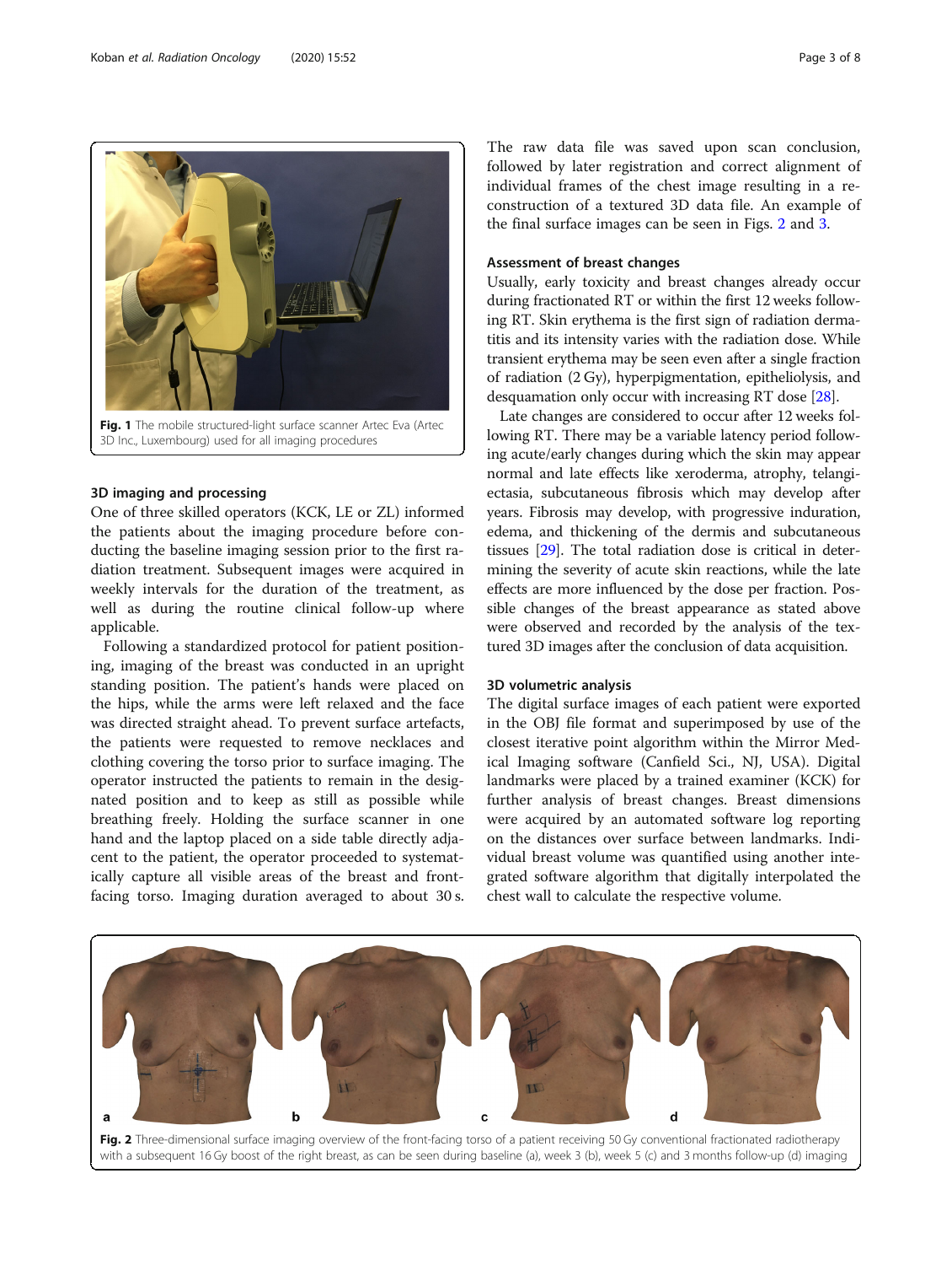Fig. 1 The mobile structured-light surface scanner Artec Eva (Artec 3D Inc., Luxembourg) used for all imaging procedures

### 3D imaging and processing

One of three skilled operators (KCK, LE or ZL) informed the patients about the imaging procedure before conducting the baseline imaging session prior to the first radiation treatment. Subsequent images were acquired in weekly intervals for the duration of the treatment, as well as during the routine clinical follow-up where applicable.

Following a standardized protocol for patient positioning, imaging of the breast was conducted in an upright standing position. The patient's hands were placed on the hips, while the arms were left relaxed and the face was directed straight ahead. To prevent surface artefacts, the patients were requested to remove necklaces and clothing covering the torso prior to surface imaging. The operator instructed the patients to remain in the designated position and to keep as still as possible while breathing freely. Holding the surface scanner in one hand and the laptop placed on a side table directly adjacent to the patient, the operator proceeded to systematically capture all visible areas of the breast and front-facing torso. Imaging duration averaged to about 30 s. The raw data file was saved upon scan conclusion, followed by later registration and correct alignment of individual frames of the chest image resulting in a reconstruction of a textured 3D data file. An example of the final surface images can be seen in Figs. 2 and 3.

### Assessment of breast changes

Usually, early toxicity and breast changes already occur during fractionated RT or within the first 12 weeks following RT. Skin erythema is the first sign of radiation dermatitis and its intensity varies with the radiation dose. While transient erythema may be seen even after a single fraction of radiation (2 Gy), hyperpigmentation, epitheliolysis, and desquamation only occur with increasing RT dose [28].

Late changes are considered to occur after 12 weeks following RT. There may be a variable latency period following acute/early changes during which the skin may appear normal and late effects like xeroderma, atrophy, telangiectasia, subcutaneous fibrosis which may develop after years. Fibrosis may develop, with progressive induration, edema, and thickening of the dermis and subcutaneous tissues [29]. The total radiation dose is critical in determining the severity of acute skin reactions, while the late effects are more influenced by the dose per fraction. Possible changes of the breast appearance as stated above were observed and recorded by the analysis of the textured 3D images after the conclusion of data acquisition.

### 3D volumetric analysis

The digital surface images of each patient were exported in the OBJ file format and superimposed by use of the closest iterative point algorithm within the Mirror Medical Imaging software (Canfield Sci., NJ, USA). Digital landmarks were placed by a trained examiner (KCK) for further analysis of breast changes. Breast dimensions were acquired by an automated software log reporting on the distances over surface between landmarks. Individual breast volume was quantified using another integrated software algorithm that digitally interpolated the chest wall to calculate the respective volume.

Fig. 2 Three-dimensional surface imaging overview of the front-facing torso of a patient receiving 50 Gy conventional fractionated radiotherapy with a subsequent 16 Gy boost of the right breast, as can be seen during baseline (a), week 3 (b), week 5 (c) and 3 months follow-up (d) imaging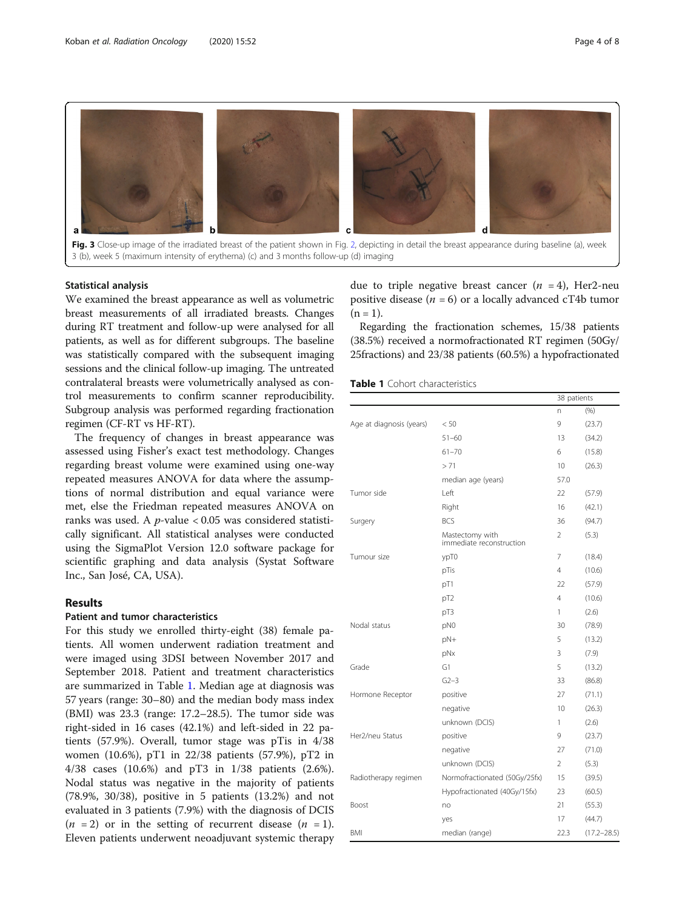Fig. 3 Close-up image of the irradiated breast of the patient shown in Fig. 2, depicting in detail the breast appearance during baseline (a), week 3 (b), week 5 (maximum intensity of erythema) (c) and 3 months follow-up (d) imaging

### Statistical analysis

We examined the breast appearance as well as volumetric breast measurements of all irradiated breasts. Changes during RT treatment and follow-up were analysed for all patients, as well as for different subgroups. The baseline was statistically compared with the subsequent imaging sessions and the clinical follow-up imaging. The untreated contralateral breasts were volumetrically analysed as control measurements to confirm scanner reproducibility. Subgroup analysis was performed regarding fractionation regimen (CF-RT vs HF-RT).

The frequency of changes in breast appearance was assessed using Fisher's exact test methodology. Changes regarding breast volume were examined using one-way repeated measures ANOVA for data where the assumptions of normal distribution and equal variance were met, else the Friedman repeated measures ANOVA on ranks was used. A $p$-value < 0.05 was considered statistically significant. All statistical analyses were conducted using the SigmaPlot Version 12.0 software package for scientific graphing and data analysis (Systat Software Inc., San José, CA, USA).

## Results

### Patient and tumor characteristics

For this study we enrolled thirty-eight (38) female patients. All women underwent radiation treatment and were imaged using 3DSI between November 2017 and September 2018. Patient and treatment characteristics are summarized in Table 1. Median age at diagnosis was 57 years (range: 30–80) and the median body mass index (BMI) was 23.3 (range: 17.2–28.5). The tumor side was right-sided in 16 cases (42.1%) and left-sided in 22 patients (57.9%). Overall, tumor stage was pTis in 4/38 women (10.6%), pT1 in 22/38 patients (57.9%), pT2 in 4/38 cases (10.6%) and pT3 in 1/38 patients (2.6%). Nodal status was negative in the majority of patients (78.9%, 30/38), positive in 5 patients (13.2%) and not evaluated in 3 patients (7.9%) with the diagnosis of DCIS ($n$ = 2) or in the setting of recurrent disease ($n$ = 1). Eleven patients underwent neoadjuvant systemic therapy due to triple negative breast cancer ($n$ = 4), Her2-neu positive disease ($n$ = 6) or a locally advanced cT4b tumor (n = 1).

Regarding the fractionation schemes, 15/38 patients (38.5%) received a normofractionated RT regimen (50Gy/25fractions) and 23/38 patients (60.5%) a hypofractionated

**Table 1** Cohort characteristics

| | | 38 patients | |
|---|---|---|---|
| | | n | (%) |
| Age at diagnosis (years) | < 50 | 9 | (23.7) |
| | 51–60 | 13 | (34.2) |
| | 61–70 | 6 | (15.8) |
| | > 71 | 10 | (26.3) |
| | median age (years) | 57.0 | |
| Tumor side | Left | 22 | (57.9) |
| | Right | 16 | (42.1) |
| Surgery | BCS | 36 | (94.7) |
| | Mastectomy with immediate reconstruction | 2 | (5.3) |
| Tumour size | ypT0 | 7 | (18.4) |
| | pTis | 4 | (10.6) |
| | pT1 | 22 | (57.9) |
| | pT2 | 4 | (10.6) |
| | pT3 | 1 | (2.6) |
| Nodal status | pN0 | 30 | (78.9) |
| | pN+ | 5 | (13.2) |
| | pNx | 3 | (7.9) |
| Grade | G1 | 5 | (13.2) |
| | G2–3 | 33 | (86.8) |
| Hormone Receptor | positive | 27 | (71.1) |
| | negative | 10 | (26.3) |
| | unknown (DCIS) | 1 | (2.6) |
| Her2/neu Status | positive | 9 | (23.7) |
| | negative | 27 | (71.0) |
| | unknown (DCIS) | 2 | (5.3) |
| Radiotherapy regimen | Normofractionated (50Gy/25fx) | 15 | (39.5) |
| | Hypofractionated (40Gy/15fx) | 23 | (60.5) |
| Boost | no | 21 | (55.3) |
| | yes | 17 | (44.7) |
| BMI | median (range) | 22.3 | (17.2–28.5) |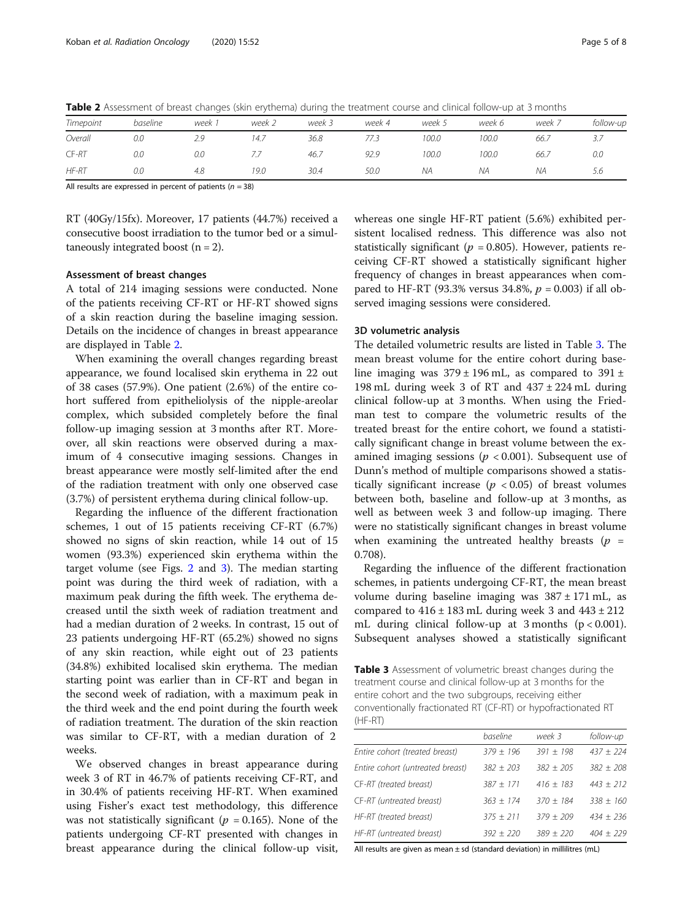**Table 2** Assessment of breast changes (skin erythema) during the treatment course and clinical follow-up at 3 months

| *Timepoint* | *baseline* | *week 1* | *week 2* | *week 3* | *week 4* | *week 5* | *week 6* | *week 7* | *follow-up* |
|---|---|---|---|---|---|---|---|---|---|
| *Overall* | *0.0* | *2.9* | *14.7* | *36.8* | *77.3* | *100.0* | *100.0* | *66.7* | *3.7* |
| *CF-RT* | *0.0* | *0.0* | *7.7* | *46.7* | *92.9* | *100.0* | *100.0* | *66.7* | *0.0* |
| *HF-RT* | *0.0* | *4.8* | *19.0* | *30.4* | *50.0* | *NA* | *NA* | *NA* | *5.6* |

All results are expressed in percent of patients ($n = 38$)

RT (40Gy/15fx). Moreover, 17 patients (44.7%) received a consecutive boost irradiation to the tumor bed or a simultaneously integrated boost (n = 2).

### Assessment of breast changes

A total of 214 imaging sessions were conducted. None of the patients receiving CF-RT or HF-RT showed signs of a skin reaction during the baseline imaging session. Details on the incidence of changes in breast appearance are displayed in Table 2.

When examining the overall changes regarding breast appearance, we found localised skin erythema in 22 out of 38 cases (57.9%). One patient (2.6%) of the entire cohort suffered from epitheliolysis of the nipple-areolar complex, which subsided completely before the final follow-up imaging session at 3 months after RT. Moreover, all skin reactions were observed during a maximum of 4 consecutive imaging sessions. Changes in breast appearance were mostly self-limited after the end of the radiation treatment with only one observed case (3.7%) of persistent erythema during clinical follow-up.

Regarding the influence of the different fractionation schemes, 1 out of 15 patients receiving CF-RT (6.7%) showed no signs of skin reaction, while 14 out of 15 women (93.3%) experienced skin erythema within the target volume (see Figs. 2 and 3). The median starting point was during the third week of radiation, with a maximum peak during the fifth week. The erythema decreased until the sixth week of radiation treatment and had a median duration of 2 weeks. In contrast, 15 out of 23 patients undergoing HF-RT (65.2%) showed no signs of any skin reaction, while eight out of 23 patients (34.8%) exhibited localised skin erythema. The median starting point was earlier than in CF-RT and began in the second week of radiation, with a maximum peak in the third week and the end point during the fourth week of radiation treatment. The duration of the skin reaction was similar to CF-RT, with a median duration of 2 weeks.

We observed changes in breast appearance during week 3 of RT in 46.7% of patients receiving CF-RT, and in 30.4% of patients receiving HF-RT. When examined using Fisher's exact test methodology, this difference was not statistically significant ($p = 0.165$). None of the patients undergoing CF-RT presented with changes in breast appearance during the clinical follow-up visit, whereas one single HF-RT patient (5.6%) exhibited persistent localised redness. This difference was also not statistically significant ($p = 0.805$). However, patients receiving CF-RT showed a statistically significant higher frequency of changes in breast appearances when compared to HF-RT (93.3% versus 34.8%, $p = 0.003$) if all observed imaging sessions were considered.

### 3D volumetric analysis

The detailed volumetric results are listed in Table 3. The mean breast volume for the entire cohort during baseline imaging was 379 ± 196 mL, as compared to 391 ± 198 mL during week 3 of RT and 437 ± 224 mL during clinical follow-up at 3 months. When using the Friedman test to compare the volumetric results of the treated breast for the entire cohort, we found a statistically significant change in breast volume between the examined imaging sessions ($p < 0.001$). Subsequent use of Dunn's method of multiple comparisons showed a statistically significant increase ($p < 0.05$) of breast volumes between both, baseline and follow-up at 3 months, as well as between week 3 and follow-up imaging. There were no statistically significant changes in breast volume when examining the untreated healthy breasts ($p = 0.708$).

Regarding the influence of the different fractionation schemes, in patients undergoing CF-RT, the mean breast volume during baseline imaging was 387 ± 171 mL, as compared to 416 ± 183 mL during week 3 and 443 ± 212 mL during clinical follow-up at 3 months ($p < 0.001$). Subsequent analyses showed a statistically significant

**Table 3** Assessment of volumetric breast changes during the treatment course and clinical follow-up at 3 months for the entire cohort and the two subgroups, receiving either conventionally fractionated RT (CF-RT) or hypofractionated RT (HF-RT)

| | *baseline* | *week 3* | *follow-up* |
|---|---|---|---|
| *Entire cohort (treated breast)* | *379 ± 196* | *391 ± 198* | *437 ± 224* |
| *Entire cohort (untreated breast)* | *382 ± 203* | *382 ± 205* | *382 ± 208* |
| *CF-RT (treated breast)* | *387 ± 171* | *416 ± 183* | *443 ± 212* |
| *CF-RT (untreated breast)* | *363 ± 174* | *370 ± 184* | *338 ± 160* |
| *HF-RT (treated breast)* | *375 ± 211* | *379 ± 209* | *434 ± 236* |
| *HF-RT (untreated breast)* | *392 ± 220* | *389 ± 220* | *404 ± 229* |

All results are given as mean ± sd (standard deviation) in millilitres (mL)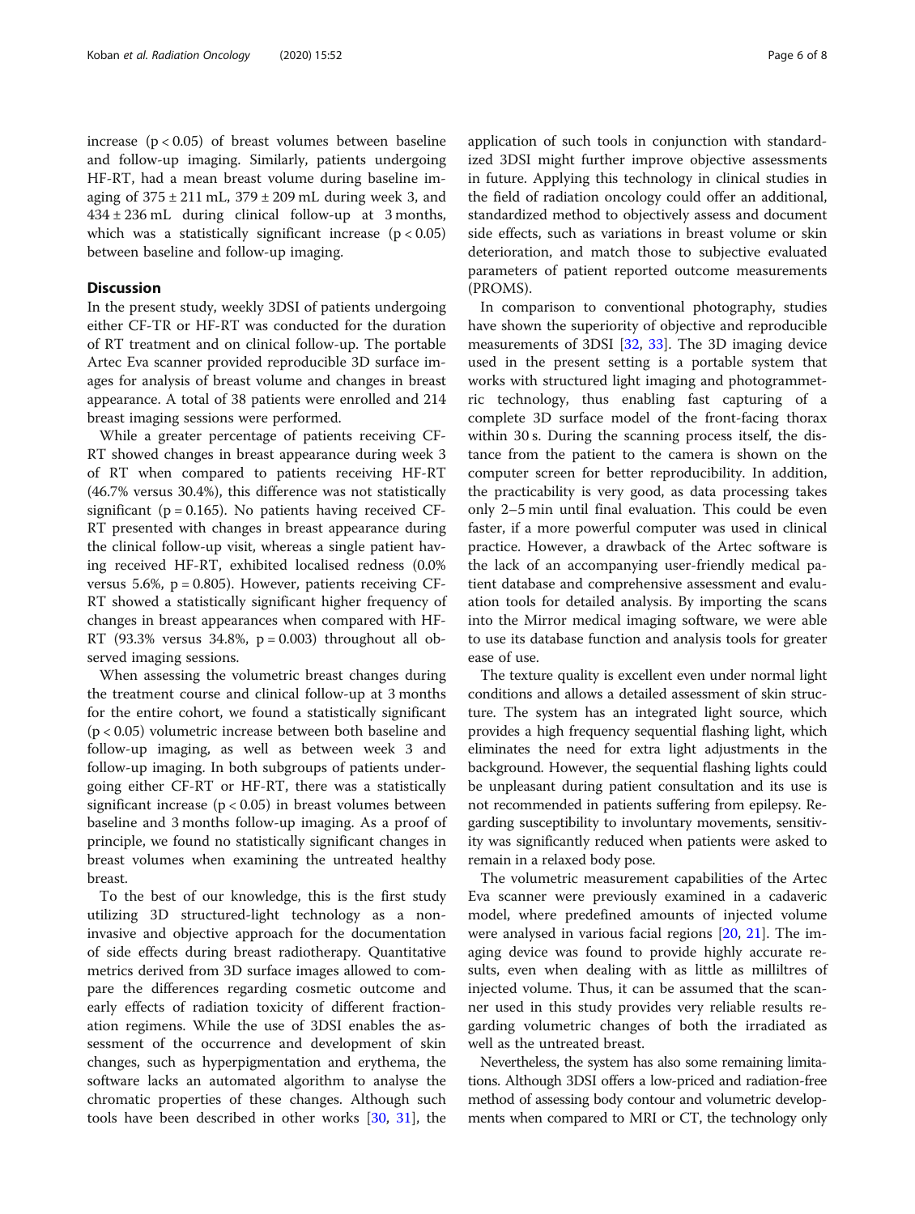increase ($p < 0.05$) of breast volumes between baseline and follow-up imaging. Similarly, patients undergoing HF-RT, had a mean breast volume during baseline imaging of 375 ± 211 mL, 379 ± 209 mL during week 3, and 434 ± 236 mL during clinical follow-up at 3 months, which was a statistically significant increase ($p < 0.05$) between baseline and follow-up imaging.

## Discussion

In the present study, weekly 3DSI of patients undergoing either CF-TR or HF-RT was conducted for the duration of RT treatment and on clinical follow-up. The portable Artec Eva scanner provided reproducible 3D surface images for analysis of breast volume and changes in breast appearance. A total of 38 patients were enrolled and 214 breast imaging sessions were performed.

While a greater percentage of patients receiving CF-RT showed changes in breast appearance during week 3 of RT when compared to patients receiving HF-RT (46.7% versus 30.4%), this difference was not statistically significant ($p = 0.165$). No patients having received CF-RT presented with changes in breast appearance during the clinical follow-up visit, whereas a single patient having received HF-RT, exhibited localised redness (0.0% versus 5.6%, $p = 0.805$). However, patients receiving CF-RT showed a statistically significant higher frequency of changes in breast appearances when compared with HF-RT (93.3% versus 34.8%, $p = 0.003$) throughout all observed imaging sessions.

When assessing the volumetric breast changes during the treatment course and clinical follow-up at 3 months for the entire cohort, we found a statistically significant ($p < 0.05$) volumetric increase between both baseline and follow-up imaging, as well as between week 3 and follow-up imaging. In both subgroups of patients undergoing either CF-RT or HF-RT, there was a statistically significant increase ($p < 0.05$) in breast volumes between baseline and 3 months follow-up imaging. As a proof of principle, we found no statistically significant changes in breast volumes when examining the untreated healthy breast.

To the best of our knowledge, this is the first study utilizing 3D structured-light technology as a non-invasive and objective approach for the documentation of side effects during breast radiotherapy. Quantitative metrics derived from 3D surface images allowed to compare the differences regarding cosmetic outcome and early effects of radiation toxicity of different fractionation regimens. While the use of 3DSI enables the assessment of the occurrence and development of skin changes, such as hyperpigmentation and erythema, the software lacks an automated algorithm to analyse the chromatic properties of these changes. Although such tools have been described in other works [30, 31], the application of such tools in conjunction with standardized 3DSI might further improve objective assessments in future. Applying this technology in clinical studies in the field of radiation oncology could offer an additional, standardized method to objectively assess and document side effects, such as variations in breast volume or skin deterioration, and match those to subjective evaluated parameters of patient reported outcome measurements (PROMS).

In comparison to conventional photography, studies have shown the superiority of objective and reproducible measurements of 3DSI [32, 33]. The 3D imaging device used in the present setting is a portable system that works with structured light imaging and photogrammetric technology, thus enabling fast capturing of a complete 3D surface model of the front-facing thorax within 30 s. During the scanning process itself, the distance from the patient to the camera is shown on the computer screen for better reproducibility. In addition, the practicability is very good, as data processing takes only 2–5 min until final evaluation. This could be even faster, if a more powerful computer was used in clinical practice. However, a drawback of the Artec software is the lack of an accompanying user-friendly medical patient database and comprehensive assessment and evaluation tools for detailed analysis. By importing the scans into the Mirror medical imaging software, we were able to use its database function and analysis tools for greater ease of use.

The texture quality is excellent even under normal light conditions and allows a detailed assessment of skin structure. The system has an integrated light source, which provides a high frequency sequential flashing light, which eliminates the need for extra light adjustments in the background. However, the sequential flashing lights could be unpleasant during patient consultation and its use is not recommended in patients suffering from epilepsy. Regarding susceptibility to involuntary movements, sensitivity was significantly reduced when patients were asked to remain in a relaxed body pose.

The volumetric measurement capabilities of the Artec Eva scanner were previously examined in a cadaveric model, where predefined amounts of injected volume were analysed in various facial regions [20, 21]. The imaging device was found to provide highly accurate results, even when dealing with as little as millilitres of injected volume. Thus, it can be assumed that the scanner used in this study provides very reliable results regarding volumetric changes of both the irradiated as well as the untreated breast.

Nevertheless, the system has also some remaining limitations. Although 3DSI offers a low-priced and radiation-free method of assessing body contour and volumetric developments when compared to MRI or CT, the technology only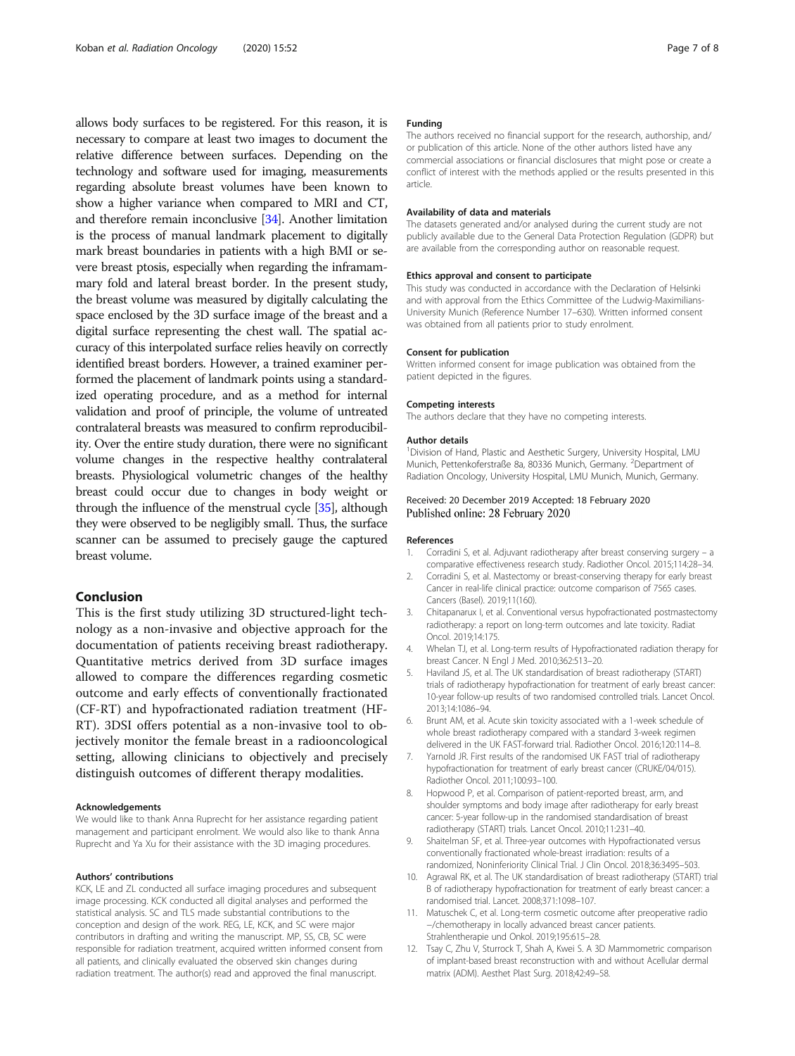allows body surfaces to be registered. For this reason, it is necessary to compare at least two images to document the relative difference between surfaces. Depending on the technology and software used for imaging, measurements regarding absolute breast volumes have been known to show a higher variance when compared to MRI and CT, and therefore remain inconclusive [34]. Another limitation is the process of manual landmark placement to digitally mark breast boundaries in patients with a high BMI or severe breast ptosis, especially when regarding the inframammary fold and lateral breast border. In the present study, the breast volume was measured by digitally calculating the space enclosed by the 3D surface image of the breast and a digital surface representing the chest wall. The spatial accuracy of this interpolated surface relies heavily on correctly identified breast borders. However, a trained examiner performed the placement of landmark points using a standardized operating procedure, and as a method for internal validation and proof of principle, the volume of untreated contralateral breasts was measured to confirm reproducibility. Over the entire study duration, there were no significant volume changes in the respective healthy contralateral breasts. Physiological volumetric changes of the healthy breast could occur due to changes in body weight or through the influence of the menstrual cycle [35], although they were observed to be negligibly small. Thus, the surface scanner can be assumed to precisely gauge the captured breast volume.

## Conclusion

This is the first study utilizing 3D structured-light technology as a non-invasive and objective approach for the documentation of patients receiving breast radiotherapy. Quantitative metrics derived from 3D surface images allowed to compare the differences regarding cosmetic outcome and early effects of conventionally fractionated (CF-RT) and hypofractionated radiation treatment (HF-RT). 3DSI offers potential as a non-invasive tool to objectively monitor the female breast in a radiooncological setting, allowing clinicians to objectively and precisely distinguish outcomes of different therapy modalities.

#### Acknowledgements

We would like to thank Anna Ruprecht for her assistance regarding patient management and participant enrolment. We would also like to thank Anna Ruprecht and Ya Xu for their assistance with the 3D imaging procedures.

#### Authors' contributions

KCK, LE and ZL conducted all surface imaging procedures and subsequent image processing. KCK conducted all digital analyses and performed the statistical analysis. SC and TLS made substantial contributions to the conception and design of the work. REG, LE, KCK, and SC were major contributors in drafting and writing the manuscript. MP, SS, CB, SC were responsible for radiation treatment, acquired written informed consent from all patients, and clinically evaluated the observed skin changes during radiation treatment. The author(s) read and approved the final manuscript.

#### Funding

The authors received no financial support for the research, authorship, and/or publication of this article. None of the other authors listed have any commercial associations or financial disclosures that might pose or create a conflict of interest with the methods applied or the results presented in this article.

#### Availability of data and materials

The datasets generated and/or analysed during the current study are not publicly available due to the General Data Protection Regulation (GDPR) but are available from the corresponding author on reasonable request.

#### Ethics approval and consent to participate

This study was conducted in accordance with the Declaration of Helsinki and with approval from the Ethics Committee of the Ludwig-Maximilians-University Munich (Reference Number 17–630). Written informed consent was obtained from all patients prior to study enrolment.

#### Consent for publication

Written informed consent for image publication was obtained from the patient depicted in the figures.

#### Competing interests

The authors declare that they have no competing interests.

#### Author details

[1]Division of Hand, Plastic and Aesthetic Surgery, University Hospital, LMU Munich, Pettenkoferstraße 8a, 80336 Munich, Germany. [2]Department of Radiation Oncology, University Hospital, LMU Munich, Munich, Germany.

Received: 20 December 2019 Accepted: 18 February 2020
Published online: 28 February 2020

#### References

1. Corradini S, et al. Adjuvant radiotherapy after breast conserving surgery – a comparative effectiveness research study. Radiother Oncol. 2015;114:28–34.
2. Corradini S, et al. Mastectomy or breast-conserving therapy for early breast Cancer in real-life clinical practice: outcome comparison of 7565 cases. Cancers (Basel). 2019;11(160).
3. Chitapanarux I, et al. Conventional versus hypofractionated postmastectomy radiotherapy: a report on long-term outcomes and late toxicity. Radiat Oncol. 2019;14:175.
4. Whelan TJ, et al. Long-term results of Hypofractionated radiation therapy for breast Cancer. N Engl J Med. 2010;362:513–20.
5. Haviland JS, et al. The UK standardisation of breast radiotherapy (START) trials of radiotherapy hypofractionation for treatment of early breast cancer: 10-year follow-up results of two randomised controlled trials. Lancet Oncol. 2013;14:1086–94.
6. Brunt AM, et al. Acute skin toxicity associated with a 1-week schedule of whole breast radiotherapy compared with a standard 3-week regimen delivered in the UK FAST-forward trial. Radiother Oncol. 2016;120:114–8.
7. Yarnold JR. First results of the randomised UK FAST trial of radiotherapy hypofractionation for treatment of early breast cancer (CRUKE/04/015). Radiother Oncol. 2011;100:93–100.
8. Hopwood P, et al. Comparison of patient-reported breast, arm, and shoulder symptoms and body image after radiotherapy for early breast cancer: 5-year follow-up in the randomised standardisation of breast radiotherapy (START) trials. Lancet Oncol. 2010;11:231–40.
9. Shaitelman SF, et al. Three-year outcomes with Hypofractionated versus conventionally fractionated whole-breast irradiation: results of a randomized, Noninferiority Clinical Trial. J Clin Oncol. 2018;36:3495–503.
10. Agrawal RK, et al. The UK standardisation of breast radiotherapy (START) trial B of radiotherapy hypofractionation for treatment of early breast cancer: a randomised trial. Lancet. 2008;371:1098–107.
11. Matuschek C, et al. Long-term cosmetic outcome after preoperative radio−/chemotherapy in locally advanced breast cancer patients. Strahlentherapie und Onkol. 2019;195:615–28.
12. Tsay C, Zhu V, Sturrock T, Shah A, Kwei S. A 3D Mammometric comparison of implant-based breast reconstruction with and without Acellular dermal matrix (ADM). Aesthet Plast Surg. 2018;42:49–58.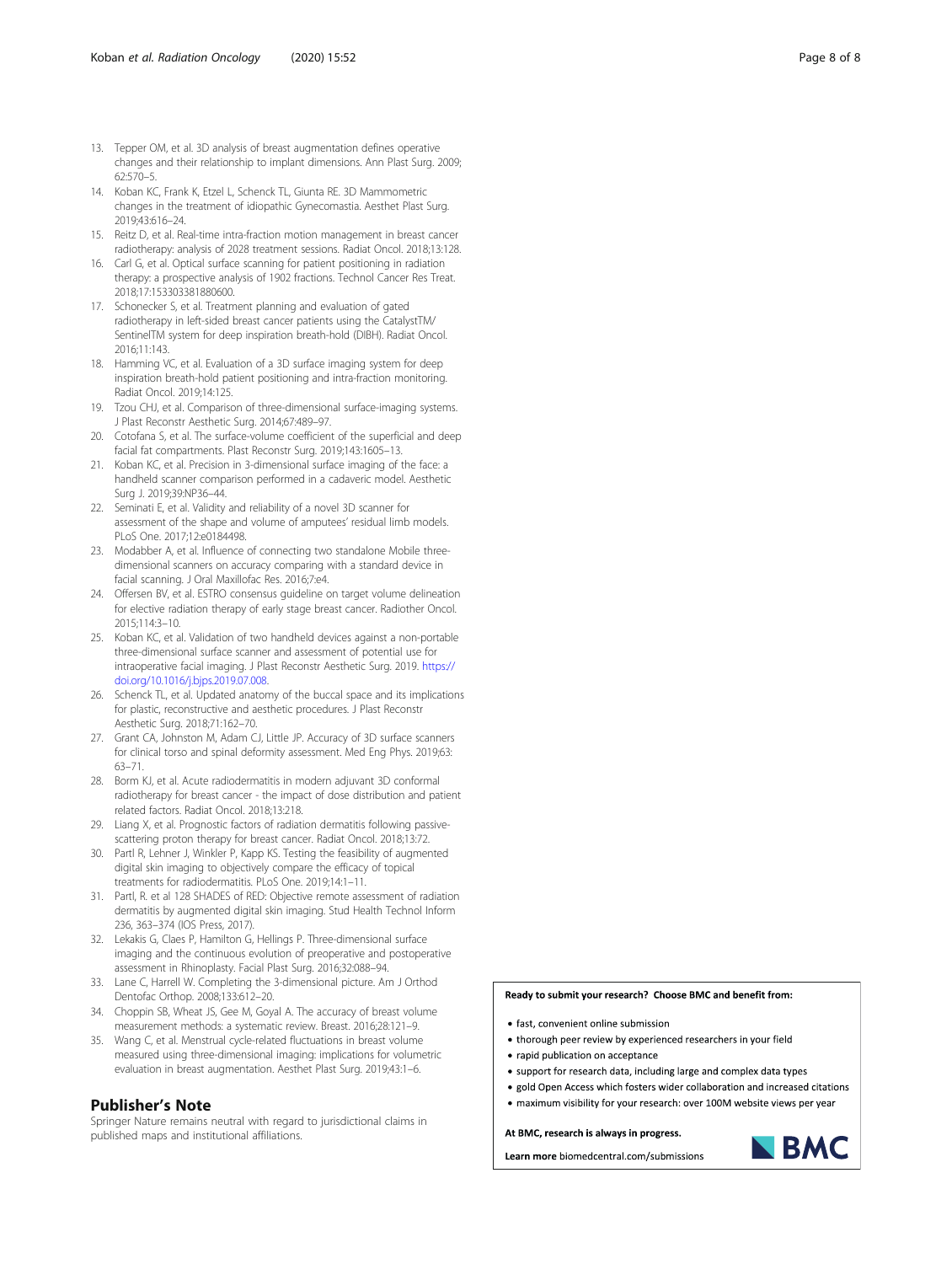13. Tepper OM, et al. 3D analysis of breast augmentation defines operative changes and their relationship to implant dimensions. Ann Plast Surg. 2009; 62:570–5.
14. Koban KC, Frank K, Etzel L, Schenck TL, Giunta RE. 3D Mammometric changes in the treatment of idiopathic Gynecomastia. Aesthet Plast Surg. 2019;43:616–24.
15. Reitz D, et al. Real-time intra-fraction motion management in breast cancer radiotherapy: analysis of 2028 treatment sessions. Radiat Oncol. 2018;13:128.
16. Carl G, et al. Optical surface scanning for patient positioning in radiation therapy: a prospective analysis of 1902 fractions. Technol Cancer Res Treat. 2018;17:153303381880600.
17. Schonecker S, et al. Treatment planning and evaluation of gated radiotherapy in left-sided breast cancer patients using the CatalystTM/ SentinelTM system for deep inspiration breath-hold (DIBH). Radiat Oncol. 2016;11:143.
18. Hamming VC, et al. Evaluation of a 3D surface imaging system for deep inspiration breath-hold patient positioning and intra-fraction monitoring. Radiat Oncol. 2019;14:125.
19. Tzou CHJ, et al. Comparison of three-dimensional surface-imaging systems. J Plast Reconstr Aesthetic Surg. 2014;67:489–97.
20. Cotofana S, et al. The surface-volume coefficient of the superficial and deep facial fat compartments. Plast Reconstr Surg. 2019;143:1605–13.
21. Koban KC, et al. Precision in 3-dimensional surface imaging of the face: a handheld scanner comparison performed in a cadaveric model. Aesthetic Surg J. 2019;39:NP36–44.
22. Seminati E, et al. Validity and reliability of a novel 3D scanner for assessment of the shape and volume of amputees' residual limb models. PLoS One. 2017;12:e0184498.
23. Modabber A, et al. Influence of connecting two standalone Mobile three-dimensional scanners on accuracy comparing with a standard device in facial scanning. J Oral Maxillofac Res. 2016;7:e4.
24. Offersen BV, et al. ESTRO consensus guideline on target volume delineation for elective radiation therapy of early stage breast cancer. Radiother Oncol. 2015;114:3–10.
25. Koban KC, et al. Validation of two handheld devices against a non-portable three-dimensional surface scanner and assessment of potential use for intraoperative facial imaging. J Plast Reconstr Aesthetic Surg. 2019. https://doi.org/10.1016/j.bjps.2019.07.008.
26. Schenck TL, et al. Updated anatomy of the buccal space and its implications for plastic, reconstructive and aesthetic procedures. J Plast Reconstr Aesthetic Surg. 2018;71:162–70.
27. Grant CA, Johnston M, Adam CJ, Little JP. Accuracy of 3D surface scanners for clinical torso and spinal deformity assessment. Med Eng Phys. 2019;63: 63–71.
28. Borm KJ, et al. Acute radiodermatitis in modern adjuvant 3D conformal radiotherapy for breast cancer - the impact of dose distribution and patient related factors. Radiat Oncol. 2018;13:218.
29. Liang X, et al. Prognostic factors of radiation dermatitis following passive-scattering proton therapy for breast cancer. Radiat Oncol. 2018;13:72.
30. Partl R, Lehner J, Winkler P, Kapp KS. Testing the feasibility of augmented digital skin imaging to objectively compare the efficacy of topical treatments for radiodermatitis. PLoS One. 2019;14:1–11.
31. Partl, R. et al 128 SHADES of RED: Objective remote assessment of radiation dermatitis by augmented digital skin imaging. Stud Health Technol Inform 236, 363–374 (IOS Press, 2017).
32. Lekakis G, Claes P, Hamilton G, Hellings P. Three-dimensional surface imaging and the continuous evolution of preoperative and postoperative assessment in Rhinoplasty. Facial Plast Surg. 2016;32:088–94.
33. Lane C, Harrell W. Completing the 3-dimensional picture. Am J Orthod Dentofac Orthop. 2008;133:612–20.
34. Choppin SB, Wheat JS, Gee M, Goyal A. The accuracy of breast volume measurement methods: a systematic review. Breast. 2016;28:121–9.
35. Wang C, et al. Menstrual cycle-related fluctuations in breast volume measured using three-dimensional imaging: implications for volumetric evaluation in breast augmentation. Aesthet Plast Surg. 2019;43:1–6.

## Publisher's Note

Springer Nature remains neutral with regard to jurisdictional claims in published maps and institutional affiliations.

**Ready to submit your research? Choose BMC and benefit from:**

- fast, convenient online submission
- thorough peer review by experienced researchers in your field
- rapid publication on acceptance
- support for research data, including large and complex data types
- gold Open Access which fosters wider collaboration and increased citations
- maximum visibility for your research: over 100M website views per year

**At BMC, research is always in progress.**

**Learn more** biomedcentral.com/submissions

BMC